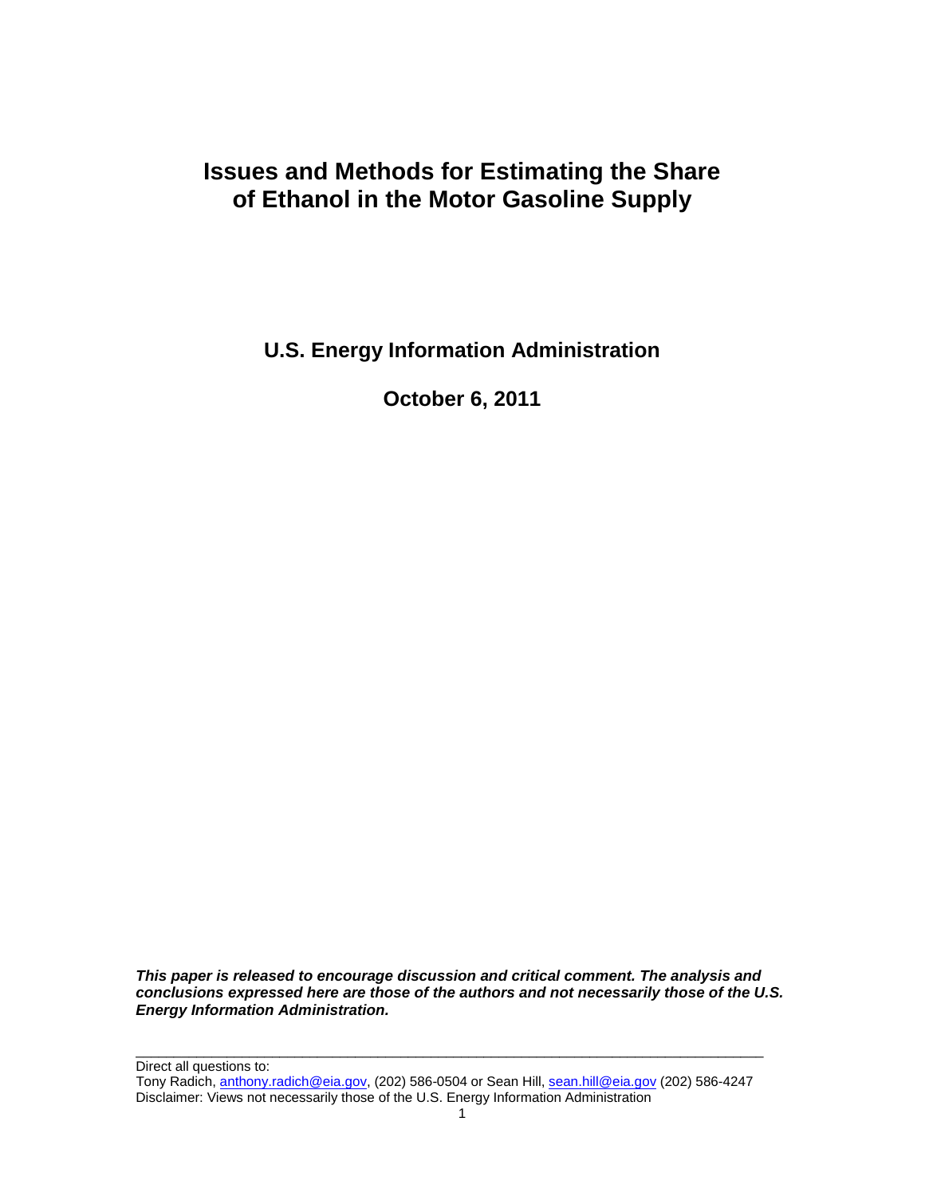# Issues and Methods for Estimating the Share of Ethanol in the Motor Gasoline Supply

**U.S. Energy Information Administration**

**October 6, 2011**

***This paper is released to encourage discussion and critical comment. The analysis and conclusions expressed here are those of the authors and not necessarily those of the U.S. Energy Information Administration.***

---

Direct all questions to:
Tony Radich, anthony.radich@eia.gov, (202) 586-0504 or Sean Hill, sean.hill@eia.gov (202) 586-4247
Disclaimer: Views not necessarily those of the U.S. Energy Information Administration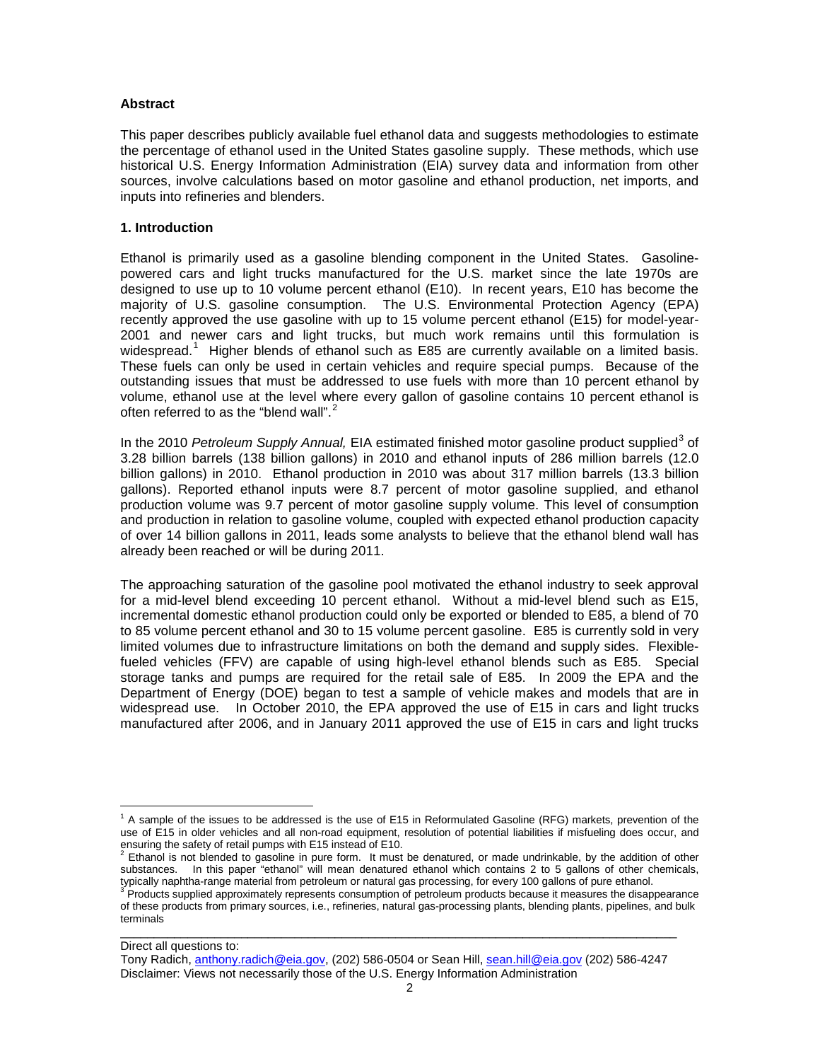## Abstract

This paper describes publicly available fuel ethanol data and suggests methodologies to estimate the percentage of ethanol used in the United States gasoline supply. These methods, which use historical U.S. Energy Information Administration (EIA) survey data and information from other sources, involve calculations based on motor gasoline and ethanol production, net imports, and inputs into refineries and blenders.

## 1. Introduction

Ethanol is primarily used as a gasoline blending component in the United States. Gasoline-powered cars and light trucks manufactured for the U.S. market since the late 1970s are designed to use up to 10 volume percent ethanol (E10). In recent years, E10 has become the majority of U.S. gasoline consumption. The U.S. Environmental Protection Agency (EPA) recently approved the use gasoline with up to 15 volume percent ethanol (E15) for model-year-2001 and newer cars and light trucks, but much work remains until this formulation is widespread.[1] Higher blends of ethanol such as E85 are currently available on a limited basis. These fuels can only be used in certain vehicles and require special pumps. Because of the outstanding issues that must be addressed to use fuels with more than 10 percent ethanol by volume, ethanol use at the level where every gallon of gasoline contains 10 percent ethanol is often referred to as the "blend wall".[2]

In the 2010 *Petroleum Supply Annual,* EIA estimated finished motor gasoline product supplied[3] of 3.28 billion barrels (138 billion gallons) in 2010 and ethanol inputs of 286 million barrels (12.0 billion gallons) in 2010. Ethanol production in 2010 was about 317 million barrels (13.3 billion gallons). Reported ethanol inputs were 8.7 percent of motor gasoline supplied, and ethanol production volume was 9.7 percent of motor gasoline supply volume. This level of consumption and production in relation to gasoline volume, coupled with expected ethanol production capacity of over 14 billion gallons in 2011, leads some analysts to believe that the ethanol blend wall has already been reached or will be during 2011.

The approaching saturation of the gasoline pool motivated the ethanol industry to seek approval for a mid-level blend exceeding 10 percent ethanol. Without a mid-level blend such as E15, incremental domestic ethanol production could only be exported or blended to E85, a blend of 70 to 85 volume percent ethanol and 30 to 15 volume percent gasoline. E85 is currently sold in very limited volumes due to infrastructure limitations on both the demand and supply sides. Flexible-fueled vehicles (FFV) are capable of using high-level ethanol blends such as E85. Special storage tanks and pumps are required for the retail sale of E85. In 2009 the EPA and the Department of Energy (DOE) began to test a sample of vehicle makes and models that are in widespread use. In October 2010, the EPA approved the use of E15 in cars and light trucks manufactured after 2006, and in January 2011 approved the use of E15 in cars and light trucks

---

[1] A sample of the issues to be addressed is the use of E15 in Reformulated Gasoline (RFG) markets, prevention of the use of E15 in older vehicles and all non-road equipment, resolution of potential liabilities if misfueling does occur, and ensuring the safety of retail pumps with E15 instead of E10.

[2] Ethanol is not blended to gasoline in pure form. It must be denatured, or made undrinkable, by the addition of other substances. In this paper "ethanol" will mean denatured ethanol which contains 2 to 5 gallons of other chemicals, typically naphtha-range material from petroleum or natural gas processing, for every 100 gallons of pure ethanol.

[3] Products supplied approximately represents consumption of petroleum products because it measures the disappearance of these products from primary sources, i.e., refineries, natural gas-processing plants, blending plants, pipelines, and bulk terminals

---

Direct all questions to:
Tony Radich, anthony.radich@eia.gov, (202) 586-0504 or Sean Hill, sean.hill@eia.gov (202) 586-4247
Disclaimer: Views not necessarily those of the U.S. Energy Information Administration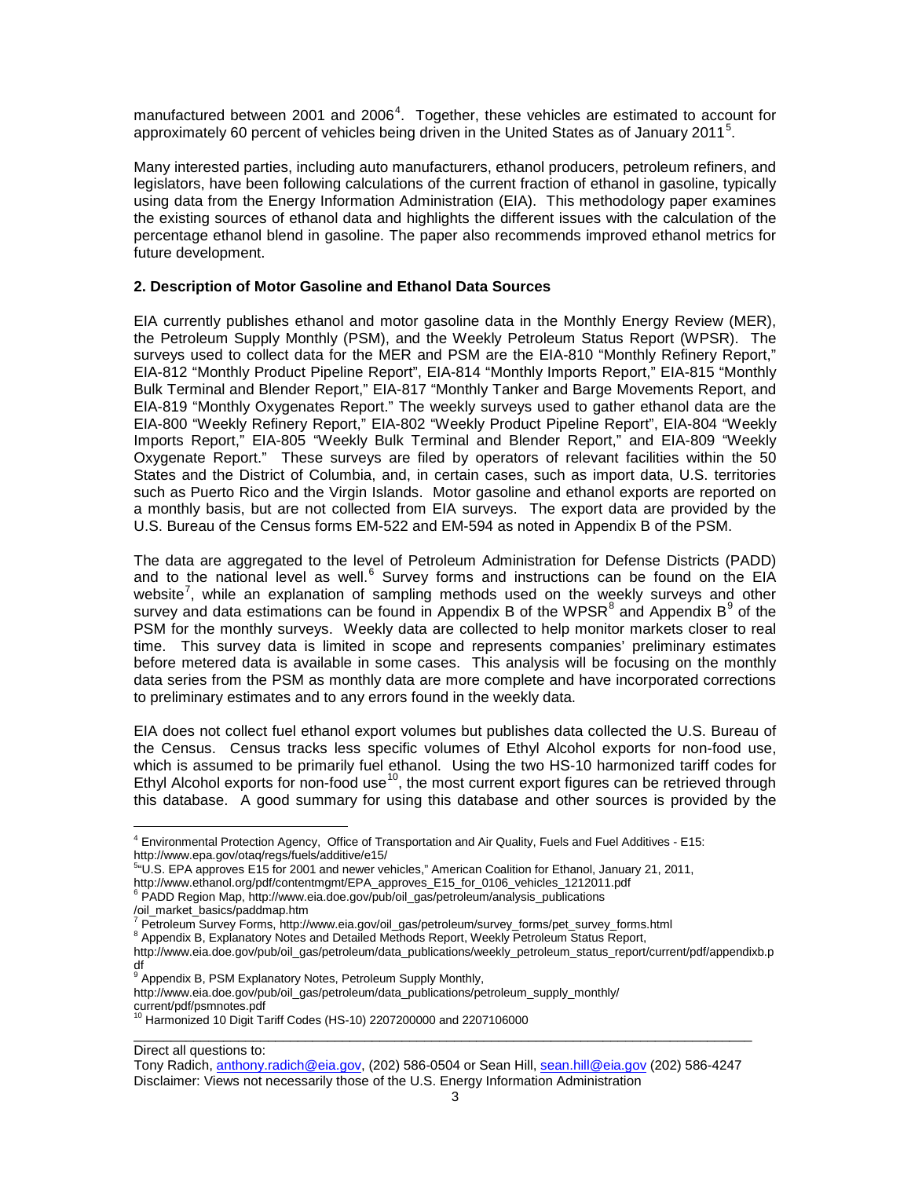manufactured between 2001 and 2006[4]. Together, these vehicles are estimated to account for approximately 60 percent of vehicles being driven in the United States as of January 2011[5].

Many interested parties, including auto manufacturers, ethanol producers, petroleum refiners, and legislators, have been following calculations of the current fraction of ethanol in gasoline, typically using data from the Energy Information Administration (EIA). This methodology paper examines the existing sources of ethanol data and highlights the different issues with the calculation of the percentage ethanol blend in gasoline. The paper also recommends improved ethanol metrics for future development.

## 2. Description of Motor Gasoline and Ethanol Data Sources

EIA currently publishes ethanol and motor gasoline data in the Monthly Energy Review (MER), the Petroleum Supply Monthly (PSM), and the Weekly Petroleum Status Report (WPSR). The surveys used to collect data for the MER and PSM are the EIA-810 "Monthly Refinery Report," EIA-812 "Monthly Product Pipeline Report", EIA-814 "Monthly Imports Report," EIA-815 "Monthly Bulk Terminal and Blender Report," EIA-817 "Monthly Tanker and Barge Movements Report, and EIA-819 "Monthly Oxygenates Report." The weekly surveys used to gather ethanol data are the EIA-800 "Weekly Refinery Report," EIA-802 "Weekly Product Pipeline Report", EIA-804 "Weekly Imports Report," EIA-805 "Weekly Bulk Terminal and Blender Report," and EIA-809 "Weekly Oxygenate Report." These surveys are filed by operators of relevant facilities within the 50 States and the District of Columbia, and, in certain cases, such as import data, U.S. territories such as Puerto Rico and the Virgin Islands. Motor gasoline and ethanol exports are reported on a monthly basis, but are not collected from EIA surveys. The export data are provided by the U.S. Bureau of the Census forms EM-522 and EM-594 as noted in Appendix B of the PSM.

The data are aggregated to the level of Petroleum Administration for Defense Districts (PADD) and to the national level as well.[6] Survey forms and instructions can be found on the EIA website[7], while an explanation of sampling methods used on the weekly surveys and other survey and data estimations can be found in Appendix B of the WPSR[8] and Appendix B[9] of the PSM for the monthly surveys. Weekly data are collected to help monitor markets closer to real time. This survey data is limited in scope and represents companies' preliminary estimates before metered data is available in some cases. This analysis will be focusing on the monthly data series from the PSM as monthly data are more complete and have incorporated corrections to preliminary estimates and to any errors found in the weekly data.

EIA does not collect fuel ethanol export volumes but publishes data collected the U.S. Bureau of the Census. Census tracks less specific volumes of Ethyl Alcohol exports for non-food use, which is assumed to be primarily fuel ethanol. Using the two HS-10 harmonized tariff codes for Ethyl Alcohol exports for non-food use[10], the most current export figures can be retrieved through this database. A good summary for using this database and other sources is provided by the

---

[4] Environmental Protection Agency, Office of Transportation and Air Quality, Fuels and Fuel Additives - E15: http://www.epa.gov/otaq/regs/fuels/additive/e15/

[5] "U.S. EPA approves E15 for 2001 and newer vehicles," American Coalition for Ethanol, January 21, 2011, http://www.ethanol.org/pdf/contentmgmt/EPA_approves_E15_for_0106_vehicles_1212011.pdf

[6] PADD Region Map, http://www.eia.doe.gov/pub/oil_gas/petroleum/analysis_publications /oil_market_basics/paddmap.htm

[7] Petroleum Survey Forms, http://www.eia.gov/oil_gas/petroleum/survey_forms/pet_survey_forms.html

[8] Appendix B, Explanatory Notes and Detailed Methods Report, Weekly Petroleum Status Report, http://www.eia.doe.gov/pub/oil_gas/petroleum/data_publications/weekly_petroleum_status_report/current/pdf/appendixb.pdf

[9] Appendix B, PSM Explanatory Notes, Petroleum Supply Monthly, http://www.eia.doe.gov/pub/oil_gas/petroleum/data_publications/petroleum_supply_monthly/ current/pdf/psmnotes.pdf

[10] Harmonized 10 Digit Tariff Codes (HS-10) 2207200000 and 2207106000

---

Direct all questions to:
Tony Radich, anthony.radich@eia.gov, (202) 586-0504 or Sean Hill, sean.hill@eia.gov (202) 586-4247
Disclaimer: Views not necessarily those of the U.S. Energy Information Administration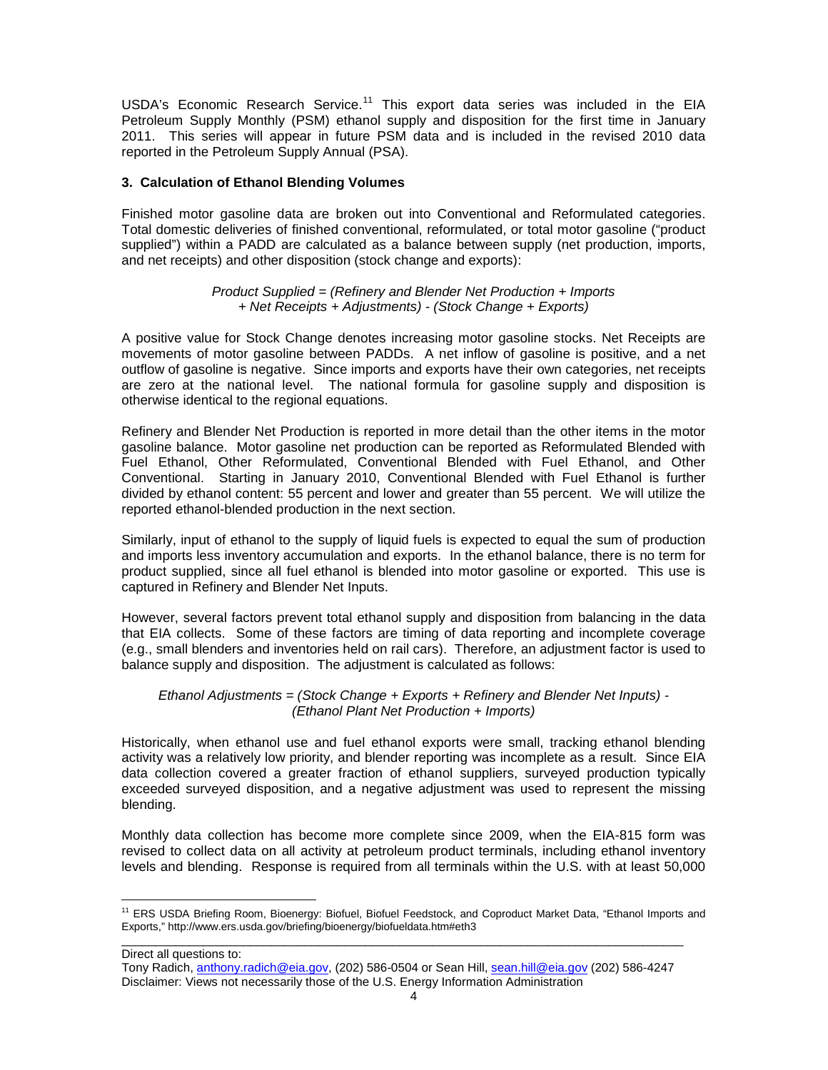USDA's Economic Research Service.[11] This export data series was included in the EIA Petroleum Supply Monthly (PSM) ethanol supply and disposition for the first time in January 2011. This series will appear in future PSM data and is included in the revised 2010 data reported in the Petroleum Supply Annual (PSA).

### 3. Calculation of Ethanol Blending Volumes

Finished motor gasoline data are broken out into Conventional and Reformulated categories. Total domestic deliveries of finished conventional, reformulated, or total motor gasoline ("product supplied") within a PADD are calculated as a balance between supply (net production, imports, and net receipts) and other disposition (stock change and exports):

*Product Supplied = (Refinery and Blender Net Production + Imports + Net Receipts + Adjustments) - (Stock Change + Exports)*

A positive value for Stock Change denotes increasing motor gasoline stocks. Net Receipts are movements of motor gasoline between PADDs. A net inflow of gasoline is positive, and a net outflow of gasoline is negative. Since imports and exports have their own categories, net receipts are zero at the national level. The national formula for gasoline supply and disposition is otherwise identical to the regional equations.

Refinery and Blender Net Production is reported in more detail than the other items in the motor gasoline balance. Motor gasoline net production can be reported as Reformulated Blended with Fuel Ethanol, Other Reformulated, Conventional Blended with Fuel Ethanol, and Other Conventional. Starting in January 2010, Conventional Blended with Fuel Ethanol is further divided by ethanol content: 55 percent and lower and greater than 55 percent. We will utilize the reported ethanol-blended production in the next section.

Similarly, input of ethanol to the supply of liquid fuels is expected to equal the sum of production and imports less inventory accumulation and exports. In the ethanol balance, there is no term for product supplied, since all fuel ethanol is blended into motor gasoline or exported. This use is captured in Refinery and Blender Net Inputs.

However, several factors prevent total ethanol supply and disposition from balancing in the data that EIA collects. Some of these factors are timing of data reporting and incomplete coverage (e.g., small blenders and inventories held on rail cars). Therefore, an adjustment factor is used to balance supply and disposition. The adjustment is calculated as follows:

*Ethanol Adjustments = (Stock Change + Exports + Refinery and Blender Net Inputs) - (Ethanol Plant Net Production + Imports)*

Historically, when ethanol use and fuel ethanol exports were small, tracking ethanol blending activity was a relatively low priority, and blender reporting was incomplete as a result. Since EIA data collection covered a greater fraction of ethanol suppliers, surveyed production typically exceeded surveyed disposition, and a negative adjustment was used to represent the missing blending.

Monthly data collection has become more complete since 2009, when the EIA-815 form was revised to collect data on all activity at petroleum product terminals, including ethanol inventory levels and blending. Response is required from all terminals within the U.S. with at least 50,000

[11] ERS USDA Briefing Room, Bioenergy: Biofuel, Biofuel Feedstock, and Coproduct Market Data, "Ethanol Imports and Exports," http://www.ers.usda.gov/briefing/bioenergy/biofueldata.htm#eth3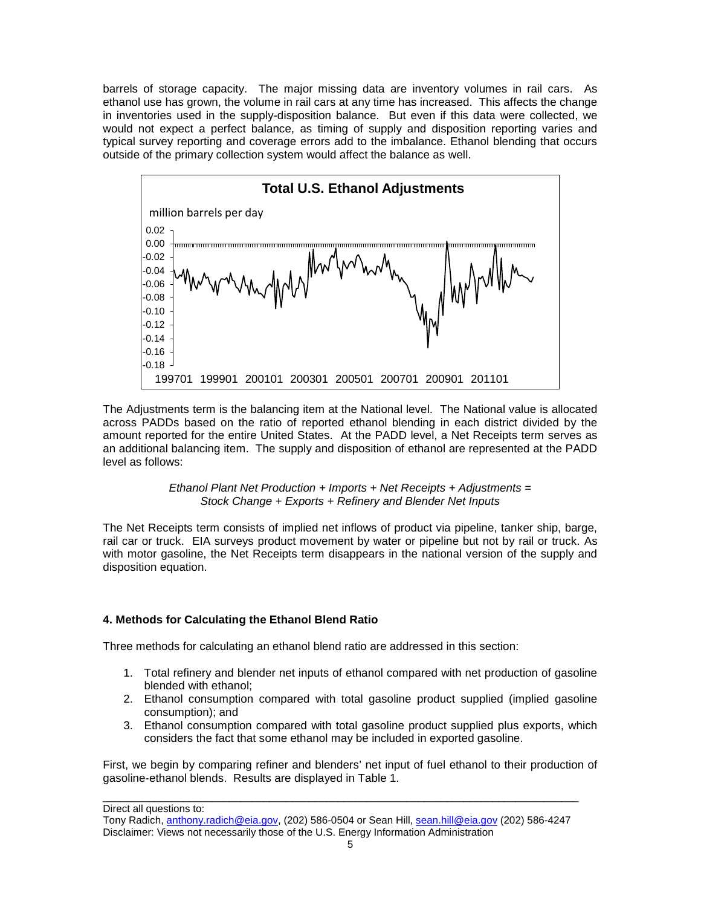barrels of storage capacity. The major missing data are inventory volumes in rail cars. As ethanol use has grown, the volume in rail cars at any time has increased. This affects the change in inventories used in the supply-disposition balance. But even if this data were collected, we would not expect a perfect balance, as timing of supply and disposition reporting varies and typical survey reporting and coverage errors add to the imbalance. Ethanol blending that occurs outside of the primary collection system would affect the balance as well.

The Adjustments term is the balancing item at the National level. The National value is allocated across PADDs based on the ratio of reported ethanol blending in each district divided by the amount reported for the entire United States. At the PADD level, a Net Receipts term serves as an additional balancing item. The supply and disposition of ethanol are represented at the PADD level as follows:

*Ethanol Plant Net Production + Imports + Net Receipts + Adjustments = Stock Change + Exports + Refinery and Blender Net Inputs*

The Net Receipts term consists of implied net inflows of product via pipeline, tanker ship, barge, rail car or truck. EIA surveys product movement by water or pipeline but not by rail or truck. As with motor gasoline, the Net Receipts term disappears in the national version of the supply and disposition equation.

### 4. Methods for Calculating the Ethanol Blend Ratio

Three methods for calculating an ethanol blend ratio are addressed in this section:

1. Total refinery and blender net inputs of ethanol compared with net production of gasoline blended with ethanol;
2. Ethanol consumption compared with total gasoline product supplied (implied gasoline consumption); and
3. Ethanol consumption compared with total gasoline product supplied plus exports, which considers the fact that some ethanol may be included in exported gasoline.

First, we begin by comparing refiner and blenders' net input of fuel ethanol to their production of gasoline-ethanol blends. Results are displayed in Table 1.

Direct all questions to:
Tony Radich, anthony.radich@eia.gov, (202) 586-0504 or Sean Hill, sean.hill@eia.gov (202) 586-4247
Disclaimer: Views not necessarily those of the U.S. Energy Information Administration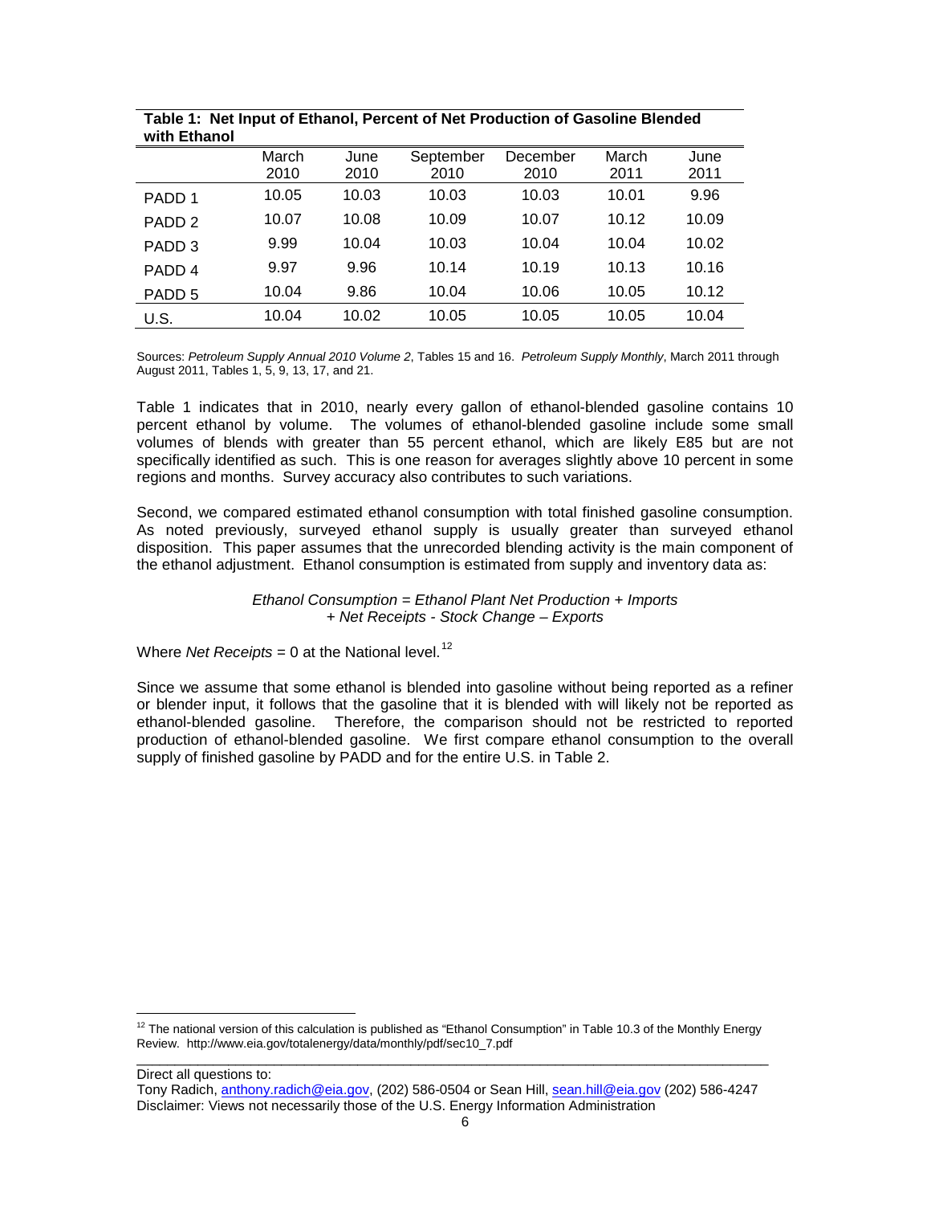**Table 1: Net Input of Ethanol, Percent of Net Production of Gasoline Blended with Ethanol**

| | March 2010 | June 2010 | September 2010 | December 2010 | March 2011 | June 2011 |
|---|---|---|---|---|---|---|
| PADD 1 | 10.05 | 10.03 | 10.03 | 10.03 | 10.01 | 9.96 |
| PADD 2 | 10.07 | 10.08 | 10.09 | 10.07 | 10.12 | 10.09 |
| PADD 3 | 9.99 | 10.04 | 10.03 | 10.04 | 10.04 | 10.02 |
| PADD 4 | 9.97 | 9.96 | 10.14 | 10.19 | 10.13 | 10.16 |
| PADD 5 | 10.04 | 9.86 | 10.04 | 10.06 | 10.05 | 10.12 |
| U.S. | 10.04 | 10.02 | 10.05 | 10.05 | 10.05 | 10.04 |

Sources: *Petroleum Supply Annual 2010 Volume 2*, Tables 15 and 16. *Petroleum Supply Monthly*, March 2011 through August 2011, Tables 1, 5, 9, 13, 17, and 21.

Table 1 indicates that in 2010, nearly every gallon of ethanol-blended gasoline contains 10 percent ethanol by volume. The volumes of ethanol-blended gasoline include some small volumes of blends with greater than 55 percent ethanol, which are likely E85 but are not specifically identified as such. This is one reason for averages slightly above 10 percent in some regions and months. Survey accuracy also contributes to such variations.

Second, we compared estimated ethanol consumption with total finished gasoline consumption. As noted previously, surveyed ethanol supply is usually greater than surveyed ethanol disposition. This paper assumes that the unrecorded blending activity is the main component of the ethanol adjustment. Ethanol consumption is estimated from supply and inventory data as:

*Ethanol Consumption = Ethanol Plant Net Production + Imports*
*+ Net Receipts - Stock Change – Exports*

Where *Net Receipts* = 0 at the National level.[12]

Since we assume that some ethanol is blended into gasoline without being reported as a refiner or blender input, it follows that the gasoline that it is blended with will likely not be reported as ethanol-blended gasoline. Therefore, the comparison should not be restricted to reported production of ethanol-blended gasoline. We first compare ethanol consumption to the overall supply of finished gasoline by PADD and for the entire U.S. in Table 2.

[12] The national version of this calculation is published as "Ethanol Consumption" in Table 10.3 of the Monthly Energy Review. http://www.eia.gov/totalenergy/data/monthly/pdf/sec10_7.pdf

Direct all questions to:
Tony Radich, anthony.radich@eia.gov, (202) 586-0504 or Sean Hill, sean.hill@eia.gov (202) 586-4247
Disclaimer: Views not necessarily those of the U.S. Energy Information Administration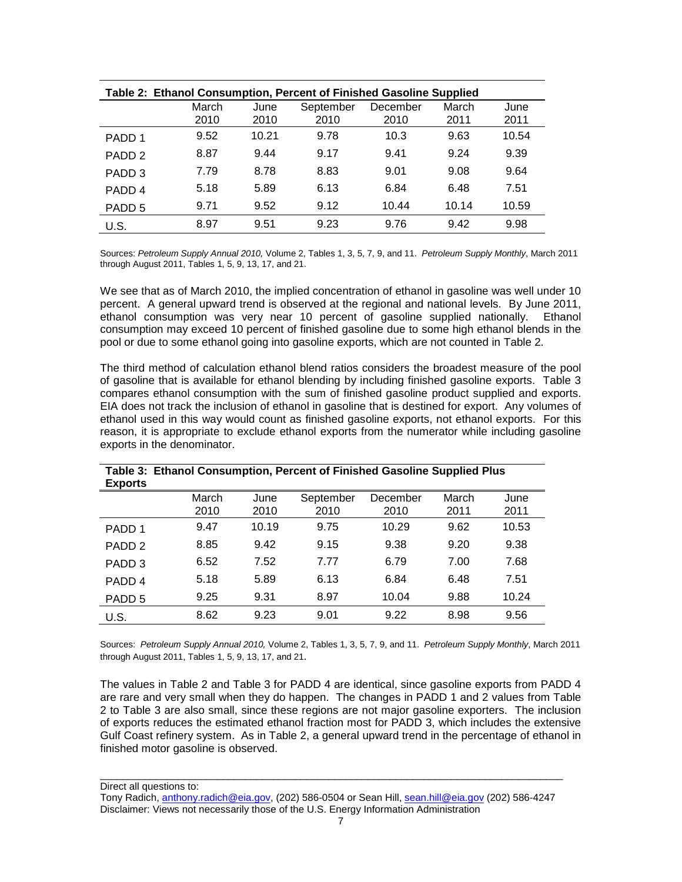**Table 2: Ethanol Consumption, Percent of Finished Gasoline Supplied**

| | March 2010 | June 2010 | September 2010 | December 2010 | March 2011 | June 2011 |
|---|---|---|---|---|---|---|
| PADD 1 | 9.52 | 10.21 | 9.78 | 10.3 | 9.63 | 10.54 |
| PADD 2 | 8.87 | 9.44 | 9.17 | 9.41 | 9.24 | 9.39 |
| PADD 3 | 7.79 | 8.78 | 8.83 | 9.01 | 9.08 | 9.64 |
| PADD 4 | 5.18 | 5.89 | 6.13 | 6.84 | 6.48 | 7.51 |
| PADD 5 | 9.71 | 9.52 | 9.12 | 10.44 | 10.14 | 10.59 |
| U.S. | 8.97 | 9.51 | 9.23 | 9.76 | 9.42 | 9.98 |

Sources: *Petroleum Supply Annual 2010,* Volume 2, Tables 1, 3, 5, 7, 9, and 11. *Petroleum Supply Monthly*, March 2011 through August 2011, Tables 1, 5, 9, 13, 17, and 21.

We see that as of March 2010, the implied concentration of ethanol in gasoline was well under 10 percent. A general upward trend is observed at the regional and national levels. By June 2011, ethanol consumption was very near 10 percent of gasoline supplied nationally. Ethanol consumption may exceed 10 percent of finished gasoline due to some high ethanol blends in the pool or due to some ethanol going into gasoline exports, which are not counted in Table 2.

The third method of calculation ethanol blend ratios considers the broadest measure of the pool of gasoline that is available for ethanol blending by including finished gasoline exports. Table 3 compares ethanol consumption with the sum of finished gasoline product supplied and exports. EIA does not track the inclusion of ethanol in gasoline that is destined for export. Any volumes of ethanol used in this way would count as finished gasoline exports, not ethanol exports. For this reason, it is appropriate to exclude ethanol exports from the numerator while including gasoline exports in the denominator.

**Table 3: Ethanol Consumption, Percent of Finished Gasoline Supplied Plus Exports**

| | March 2010 | June 2010 | September 2010 | December 2010 | March 2011 | June 2011 |
|---|---|---|---|---|---|---|
| PADD 1 | 9.47 | 10.19 | 9.75 | 10.29 | 9.62 | 10.53 |
| PADD 2 | 8.85 | 9.42 | 9.15 | 9.38 | 9.20 | 9.38 |
| PADD 3 | 6.52 | 7.52 | 7.77 | 6.79 | 7.00 | 7.68 |
| PADD 4 | 5.18 | 5.89 | 6.13 | 6.84 | 6.48 | 7.51 |
| PADD 5 | 9.25 | 9.31 | 8.97 | 10.04 | 9.88 | 10.24 |
| U.S. | 8.62 | 9.23 | 9.01 | 9.22 | 8.98 | 9.56 |

Sources: *Petroleum Supply Annual 2010,* Volume 2, Tables 1, 3, 5, 7, 9, and 11. *Petroleum Supply Monthly*, March 2011 through August 2011, Tables 1, 5, 9, 13, 17, and 21.

The values in Table 2 and Table 3 for PADD 4 are identical, since gasoline exports from PADD 4 are rare and very small when they do happen. The changes in PADD 1 and 2 values from Table 2 to Table 3 are also small, since these regions are not major gasoline exporters. The inclusion of exports reduces the estimated ethanol fraction most for PADD 3, which includes the extensive Gulf Coast refinery system. As in Table 2, a general upward trend in the percentage of ethanol in finished motor gasoline is observed.

Direct all questions to:
Tony Radich, anthony.radich@eia.gov, (202) 586-0504 or Sean Hill, sean.hill@eia.gov (202) 586-4247
Disclaimer: Views not necessarily those of the U.S. Energy Information Administration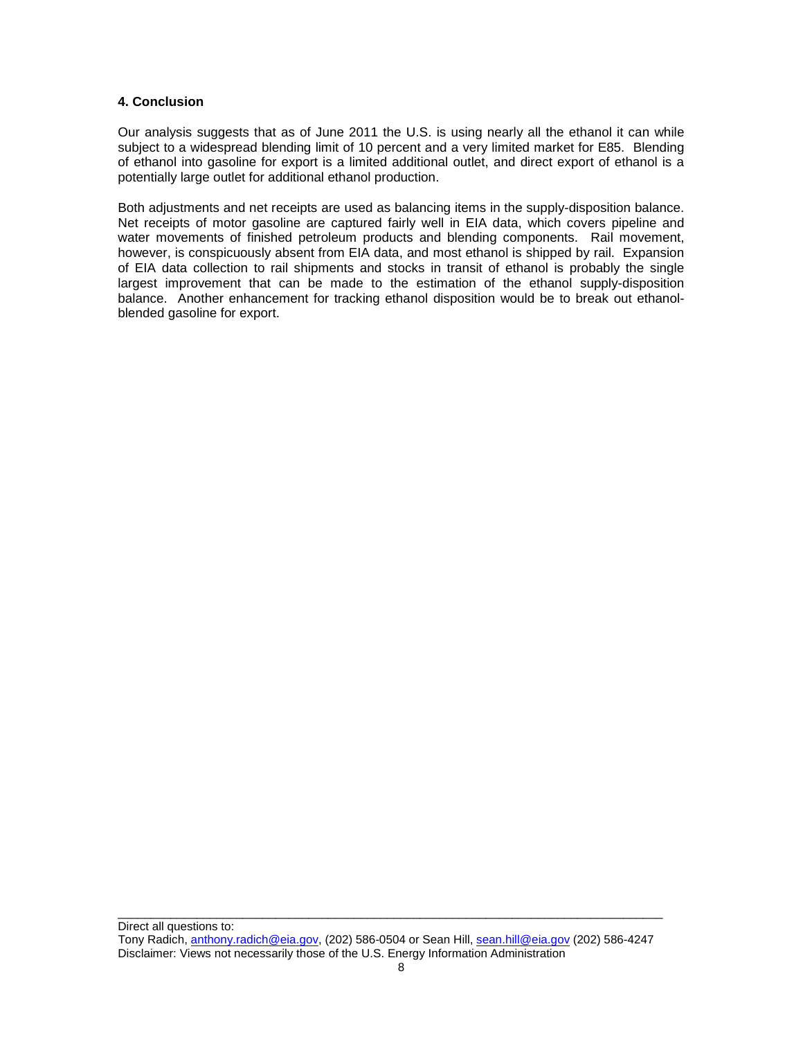#### 4. Conclusion

Our analysis suggests that as of June 2011 the U.S. is using nearly all the ethanol it can while subject to a widespread blending limit of 10 percent and a very limited market for E85. Blending of ethanol into gasoline for export is a limited additional outlet, and direct export of ethanol is a potentially large outlet for additional ethanol production.

Both adjustments and net receipts are used as balancing items in the supply-disposition balance. Net receipts of motor gasoline are captured fairly well in EIA data, which covers pipeline and water movements of finished petroleum products and blending components. Rail movement, however, is conspicuously absent from EIA data, and most ethanol is shipped by rail. Expansion of EIA data collection to rail shipments and stocks in transit of ethanol is probably the single largest improvement that can be made to the estimation of the ethanol supply-disposition balance. Another enhancement for tracking ethanol disposition would be to break out ethanol-blended gasoline for export.

Direct all questions to:
Tony Radich, anthony.radich@eia.gov, (202) 586-0504 or Sean Hill, sean.hill@eia.gov (202) 586-4247
Disclaimer: Views not necessarily those of the U.S. Energy Information Administration